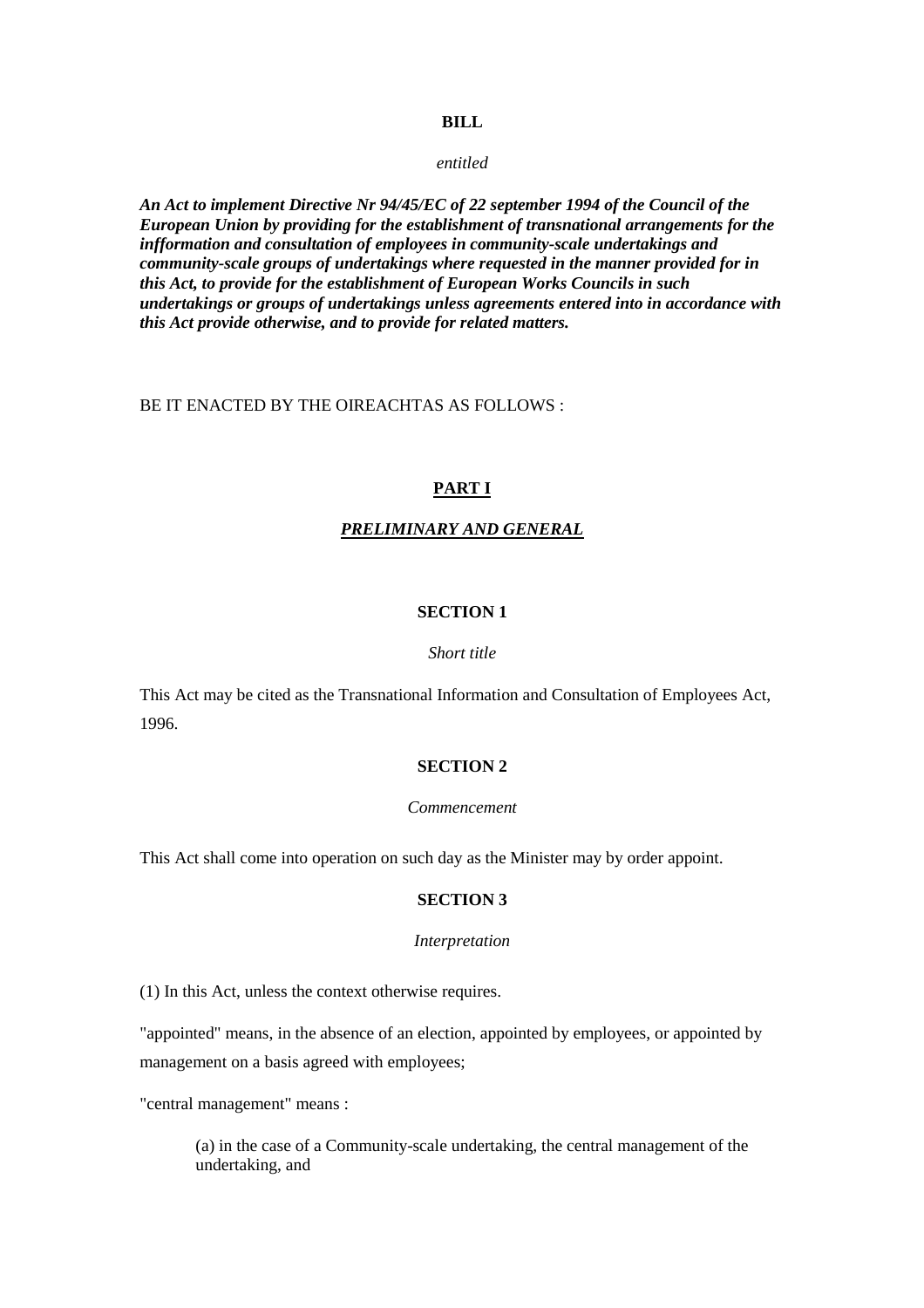**BILL**

*entitled*

***An Act to implement Directive Nr 94/45/EC of 22 september 1994 of the Council of the European Union by providing for the establishment of transnational arrangements for the infformation and consultation of employees in community-scale undertakings and community-scale groups of undertakings where requested in the manner provided for in this Act, to provide for the establishment of European Works Councils in such undertakings or groups of undertakings unless agreements entered into in accordance with this Act provide otherwise, and to provide for related matters.***

BE IT ENACTED BY THE OIREACHTAS AS FOLLOWS :

# PART I

## *PRELIMINARY AND GENERAL*

### SECTION 1

*Short title*

This Act may be cited as the Transnational Information and Consultation of Employees Act, 1996.

### SECTION 2

*Commencement*

This Act shall come into operation on such day as the Minister may by order appoint.

### SECTION 3

*Interpretation*

(1) In this Act, unless the context otherwise requires.

"appointed" means, in the absence of an election, appointed by employees, or appointed by management on a basis agreed with employees;

"central management" means :

> (a) in the case of a Community-scale undertaking, the central management of the undertaking, and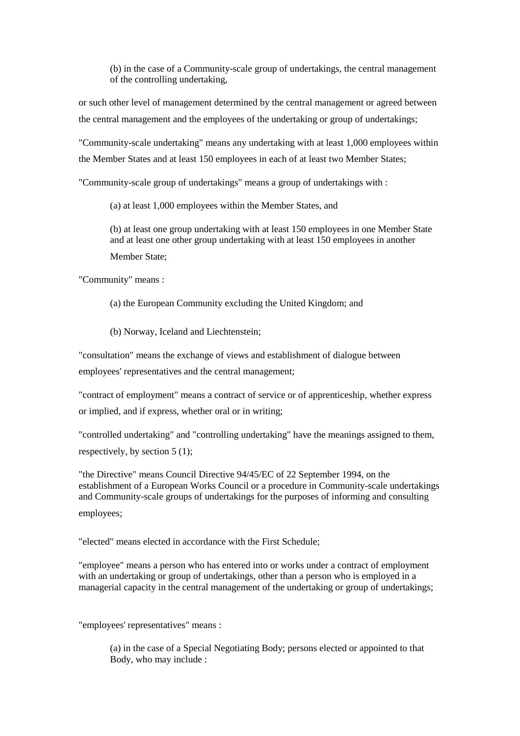(b) in the case of a Community-scale group of undertakings, the central management of the controlling undertaking,

or such other level of management determined by the central management or agreed between the central management and the employees of the undertaking or group of undertakings;

"Community-scale undertaking" means any undertaking with at least 1,000 employees within the Member States and at least 150 employees in each of at least two Member States;

"Community-scale group of undertakings" means a group of undertakings with :

(a) at least 1,000 employees within the Member States, and

(b) at least one group undertaking with at least 150 employees in one Member State and at least one other group undertaking with at least 150 employees in another Member State;

"Community" means :

(a) the European Community excluding the United Kingdom; and

(b) Norway, Iceland and Liechtenstein;

"consultation" means the exchange of views and establishment of dialogue between employees' representatives and the central management;

"contract of employment" means a contract of service or of apprenticeship, whether express or implied, and if express, whether oral or in writing;

"controlled undertaking" and "controlling undertaking" have the meanings assigned to them, respectively, by section 5 (1);

"the Directive" means Council Directive 94/45/EC of 22 September 1994, on the establishment of a European Works Council or a procedure in Community-scale undertakings and Community-scale groups of undertakings for the purposes of informing and consulting employees;

"elected" means elected in accordance with the First Schedule;

"employee" means a person who has entered into or works under a contract of employment with an undertaking or group of undertakings, other than a person who is employed in a managerial capacity in the central management of the undertaking or group of undertakings;

"employees' representatives" means :

(a) in the case of a Special Negotiating Body; persons elected or appointed to that Body, who may include :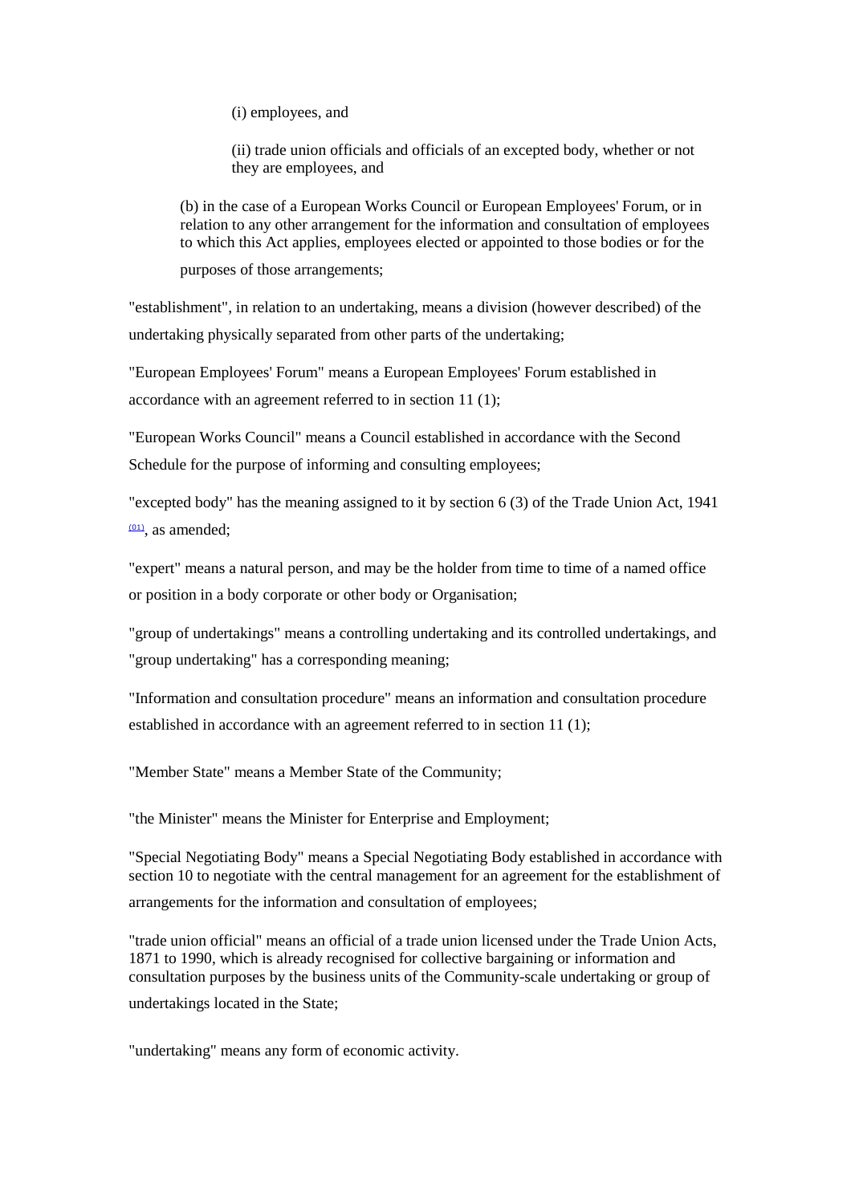(i) employees, and

(ii) trade union officials and officials of an excepted body, whether or not they are employees, and

(b) in the case of a European Works Council or European Employees' Forum, or in relation to any other arrangement for the information and consultation of employees to which this Act applies, employees elected or appointed to those bodies or for the purposes of those arrangements;

"establishment", in relation to an undertaking, means a division (however described) of the undertaking physically separated from other parts of the undertaking;

"European Employees' Forum" means a European Employees' Forum established in accordance with an agreement referred to in section 11 (1);

"European Works Council" means a Council established in accordance with the Second Schedule for the purpose of informing and consulting employees;

"excepted body" has the meaning assigned to it by section 6 (3) of the Trade Union Act, 1941 [(01)], as amended;

"expert" means a natural person, and may be the holder from time to time of a named office or position in a body corporate or other body or Organisation;

"group of undertakings" means a controlling undertaking and its controlled undertakings, and "group undertaking" has a corresponding meaning;

"Information and consultation procedure" means an information and consultation procedure established in accordance with an agreement referred to in section 11 (1);

"Member State" means a Member State of the Community;

"the Minister" means the Minister for Enterprise and Employment;

"Special Negotiating Body" means a Special Negotiating Body established in accordance with section 10 to negotiate with the central management for an agreement for the establishment of arrangements for the information and consultation of employees;

"trade union official" means an official of a trade union licensed under the Trade Union Acts, 1871 to 1990, which is already recognised for collective bargaining or information and consultation purposes by the business units of the Community-scale undertaking or group of undertakings located in the State;

"undertaking" means any form of economic activity.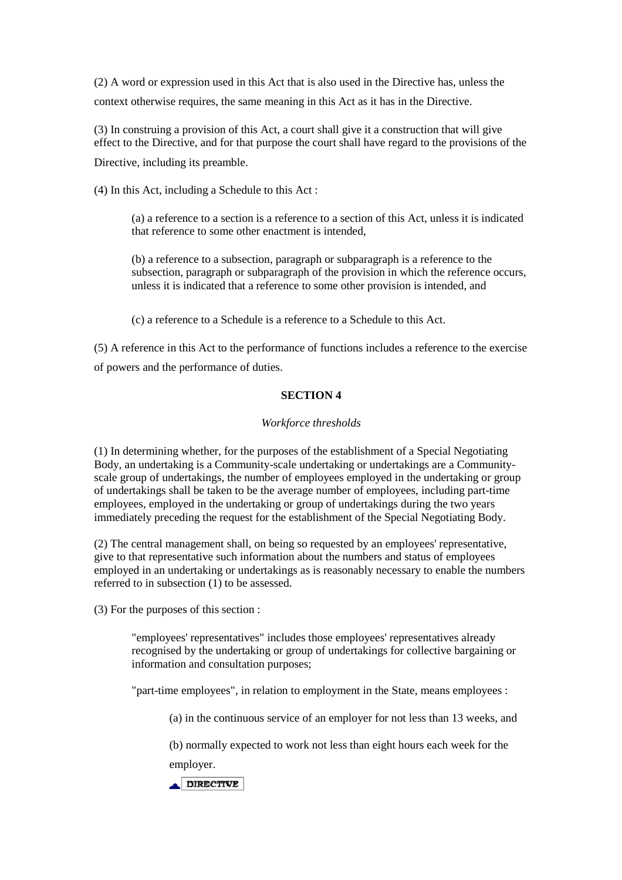(2) A word or expression used in this Act that is also used in the Directive has, unless the context otherwise requires, the same meaning in this Act as it has in the Directive.

(3) In construing a provision of this Act, a court shall give it a construction that will give effect to the Directive, and for that purpose the court shall have regard to the provisions of the Directive, including its preamble.

(4) In this Act, including a Schedule to this Act :

> (a) a reference to a section is a reference to a section of this Act, unless it is indicated that reference to some other enactment is intended,
>
> (b) a reference to a subsection, paragraph or subparagraph is a reference to the subsection, paragraph or subparagraph of the provision in which the reference occurs, unless it is indicated that a reference to some other provision is intended, and
>
> (c) a reference to a Schedule is a reference to a Schedule to this Act.

(5) A reference in this Act to the performance of functions includes a reference to the exercise of powers and the performance of duties.

## SECTION 4

*Workforce thresholds*

(1) In determining whether, for the purposes of the establishment of a Special Negotiating Body, an undertaking is a Community-scale undertaking or undertakings are a Community-scale group of undertakings, the number of employees employed in the undertaking or group of undertakings shall be taken to be the average number of employees, including part-time employees, employed in the undertaking or group of undertakings during the two years immediately preceding the request for the establishment of the Special Negotiating Body.

(2) The central management shall, on being so requested by an employees' representative, give to that representative such information about the numbers and status of employees employed in an undertaking or undertakings as is reasonably necessary to enable the numbers referred to in subsection (1) to be assessed.

(3) For the purposes of this section :

> "employees' representatives" includes those employees' representatives already recognised by the undertaking or group of undertakings for collective bargaining or information and consultation purposes;
>
> "part-time employees", in relation to employment in the State, means employees :
>
> > (a) in the continuous service of an employer for not less than 13 weeks, and
> >
> > (b) normally expected to work not less than eight hours each week for the employer.

DIRECTIVE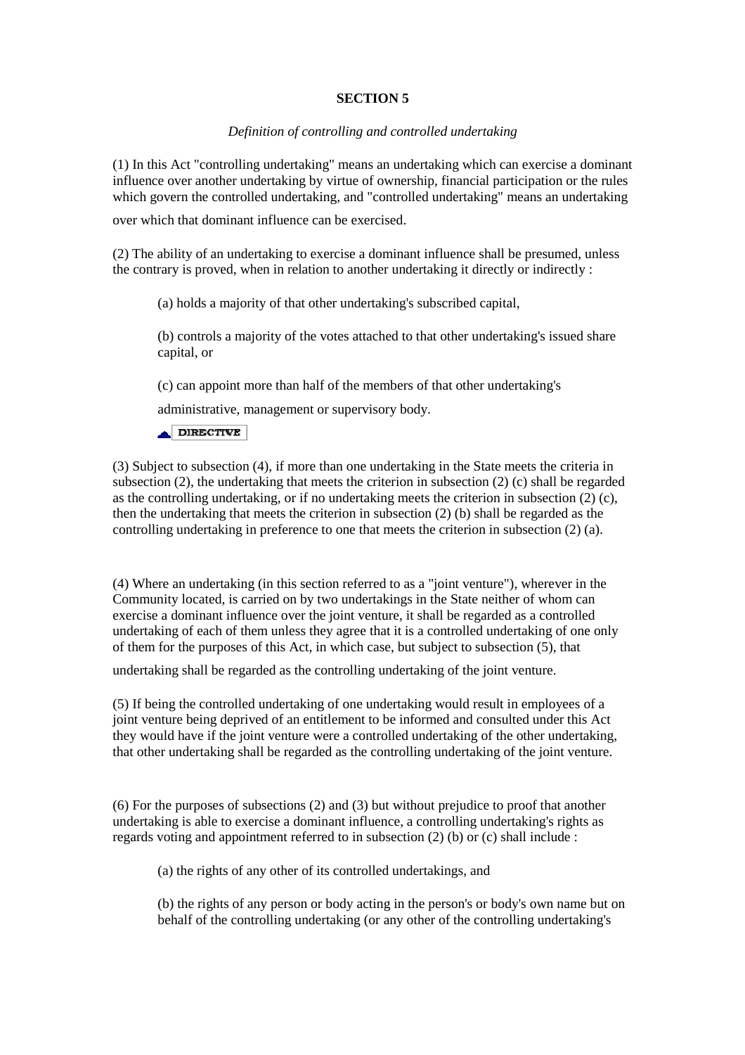## SECTION 5

*Definition of controlling and controlled undertaking*

(1) In this Act "controlling undertaking" means an undertaking which can exercise a dominant influence over another undertaking by virtue of ownership, financial participation or the rules which govern the controlled undertaking, and "controlled undertaking" means an undertaking over which that dominant influence can be exercised.

(2) The ability of an undertaking to exercise a dominant influence shall be presumed, unless the contrary is proved, when in relation to another undertaking it directly or indirectly :

(a) holds a majority of that other undertaking's subscribed capital,

(b) controls a majority of the votes attached to that other undertaking's issued share capital, or

(c) can appoint more than half of the members of that other undertaking's administrative, management or supervisory body.

DIRECTIVE

(3) Subject to subsection (4), if more than one undertaking in the State meets the criteria in subsection (2), the undertaking that meets the criterion in subsection (2) (c) shall be regarded as the controlling undertaking, or if no undertaking meets the criterion in subsection (2) (c), then the undertaking that meets the criterion in subsection (2) (b) shall be regarded as the controlling undertaking in preference to one that meets the criterion in subsection (2) (a).

(4) Where an undertaking (in this section referred to as a "joint venture"), wherever in the Community located, is carried on by two undertakings in the State neither of whom can exercise a dominant influence over the joint venture, it shall be regarded as a controlled undertaking of each of them unless they agree that it is a controlled undertaking of one only of them for the purposes of this Act, in which case, but subject to subsection (5), that undertaking shall be regarded as the controlling undertaking of the joint venture.

(5) If being the controlled undertaking of one undertaking would result in employees of a joint venture being deprived of an entitlement to be informed and consulted under this Act they would have if the joint venture were a controlled undertaking of the other undertaking, that other undertaking shall be regarded as the controlling undertaking of the joint venture.

(6) For the purposes of subsections (2) and (3) but without prejudice to proof that another undertaking is able to exercise a dominant influence, a controlling undertaking's rights as regards voting and appointment referred to in subsection (2) (b) or (c) shall include :

(a) the rights of any other of its controlled undertakings, and

(b) the rights of any person or body acting in the person's or body's own name but on behalf of the controlling undertaking (or any other of the controlling undertaking's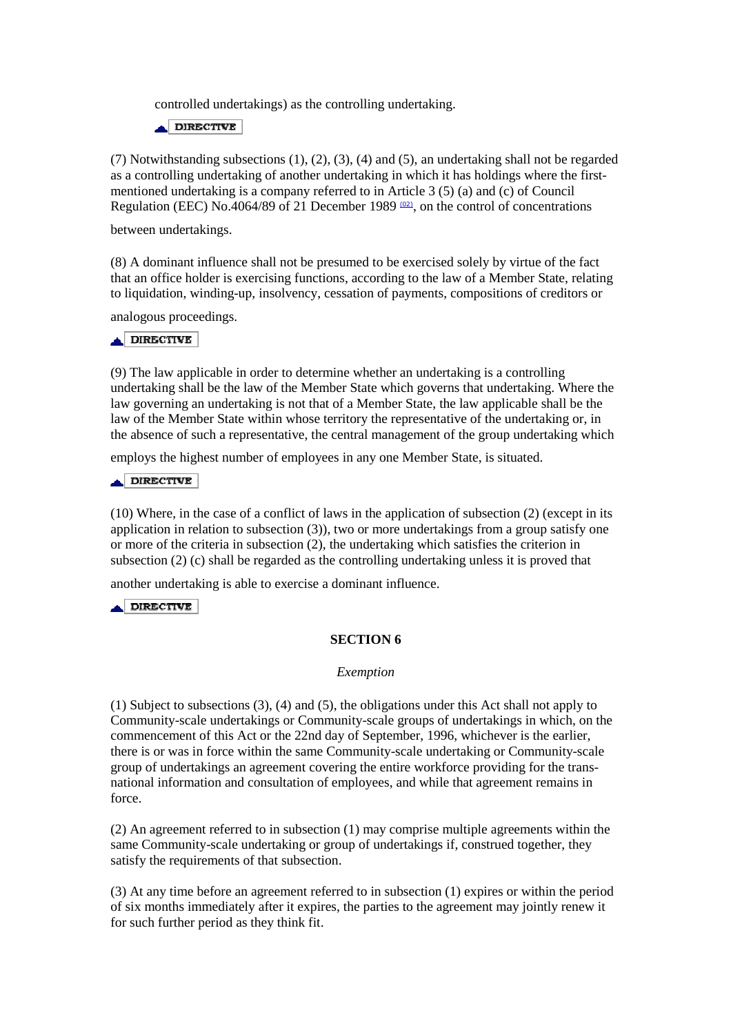controlled undertakings) as the controlling undertaking.

DIRECTIVE

(7) Notwithstanding subsections (1), (2), (3), (4) and (5), an undertaking shall not be regarded as a controlling undertaking of another undertaking in which it has holdings where the first-mentioned undertaking is a company referred to in Article 3 (5) (a) and (c) of Council Regulation (EEC) No.4064/89 of 21 December 1989 [02], on the control of concentrations between undertakings.

(8) A dominant influence shall not be presumed to be exercised solely by virtue of the fact that an office holder is exercising functions, according to the law of a Member State, relating to liquidation, winding-up, insolvency, cessation of payments, compositions of creditors or analogous proceedings.

DIRECTIVE

(9) The law applicable in order to determine whether an undertaking is a controlling undertaking shall be the law of the Member State which governs that undertaking. Where the law governing an undertaking is not that of a Member State, the law applicable shall be the law of the Member State within whose territory the representative of the undertaking or, in the absence of such a representative, the central management of the group undertaking which employs the highest number of employees in any one Member State, is situated.

DIRECTIVE

(10) Where, in the case of a conflict of laws in the application of subsection (2) (except in its application in relation to subsection (3)), two or more undertakings from a group satisfy one or more of the criteria in subsection (2), the undertaking which satisfies the criterion in subsection (2) (c) shall be regarded as the controlling undertaking unless it is proved that another undertaking is able to exercise a dominant influence.

DIRECTIVE

## SECTION 6

*Exemption*

(1) Subject to subsections (3), (4) and (5), the obligations under this Act shall not apply to Community-scale undertakings or Community-scale groups of undertakings in which, on the commencement of this Act or the 22nd day of September, 1996, whichever is the earlier, there is or was in force within the same Community-scale undertaking or Community-scale group of undertakings an agreement covering the entire workforce providing for the trans-national information and consultation of employees, and while that agreement remains in force.

(2) An agreement referred to in subsection (1) may comprise multiple agreements within the same Community-scale undertaking or group of undertakings if, construed together, they satisfy the requirements of that subsection.

(3) At any time before an agreement referred to in subsection (1) expires or within the period of six months immediately after it expires, the parties to the agreement may jointly renew it for such further period as they think fit.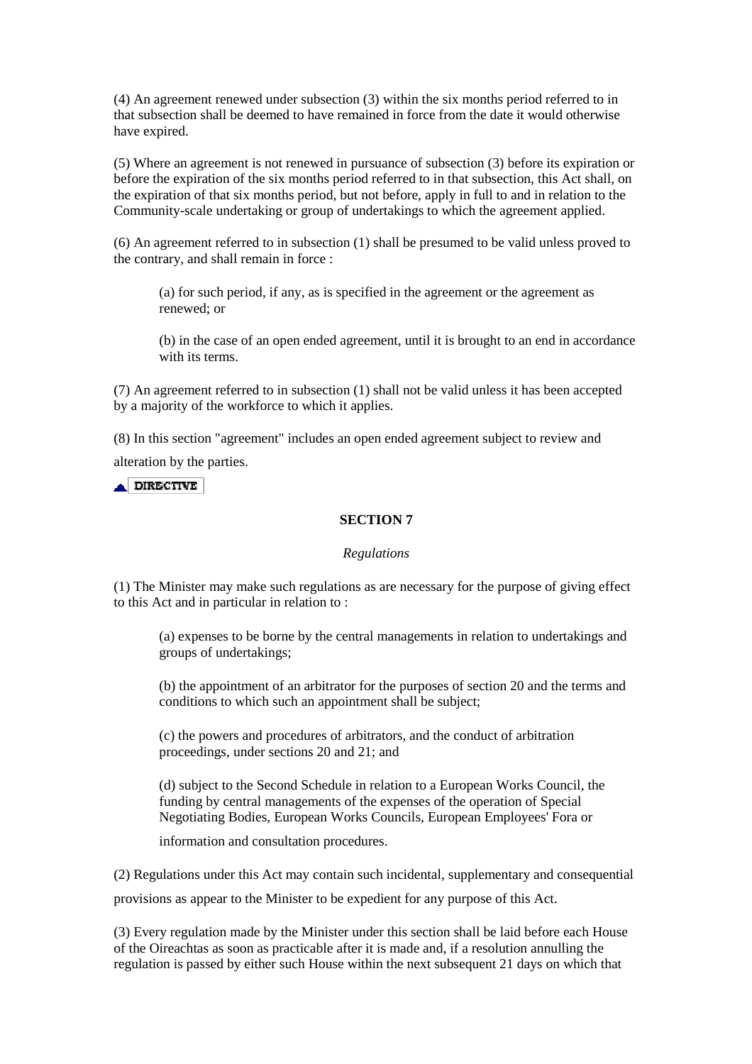(4) An agreement renewed under subsection (3) within the six months period referred to in that subsection shall be deemed to have remained in force from the date it would otherwise have expired.

(5) Where an agreement is not renewed in pursuance of subsection (3) before its expiration or before the expiration of the six months period referred to in that subsection, this Act shall, on the expiration of that six months period, but not before, apply in full to and in relation to the Community-scale undertaking or group of undertakings to which the agreement applied.

(6) An agreement referred to in subsection (1) shall be presumed to be valid unless proved to the contrary, and shall remain in force :

> (a) for such period, if any, as is specified in the agreement or the agreement as renewed; or
>
> (b) in the case of an open ended agreement, until it is brought to an end in accordance with its terms.

(7) An agreement referred to in subsection (1) shall not be valid unless it has been accepted by a majority of the workforce to which it applies.

(8) In this section "agreement" includes an open ended agreement subject to review and alteration by the parties.

DIRECTIVE

## SECTION 7

*Regulations*

(1) The Minister may make such regulations as are necessary for the purpose of giving effect to this Act and in particular in relation to :

> (a) expenses to be borne by the central managements in relation to undertakings and groups of undertakings;
>
> (b) the appointment of an arbitrator for the purposes of section 20 and the terms and conditions to which such an appointment shall be subject;
>
> (c) the powers and procedures of arbitrators, and the conduct of arbitration proceedings, under sections 20 and 21; and
>
> (d) subject to the Second Schedule in relation to a European Works Council, the funding by central managements of the expenses of the operation of Special Negotiating Bodies, European Works Councils, European Employees' Fora or information and consultation procedures.

(2) Regulations under this Act may contain such incidental, supplementary and consequential provisions as appear to the Minister to be expedient for any purpose of this Act.

(3) Every regulation made by the Minister under this section shall be laid before each House of the Oireachtas as soon as practicable after it is made and, if a resolution annulling the regulation is passed by either such House within the next subsequent 21 days on which that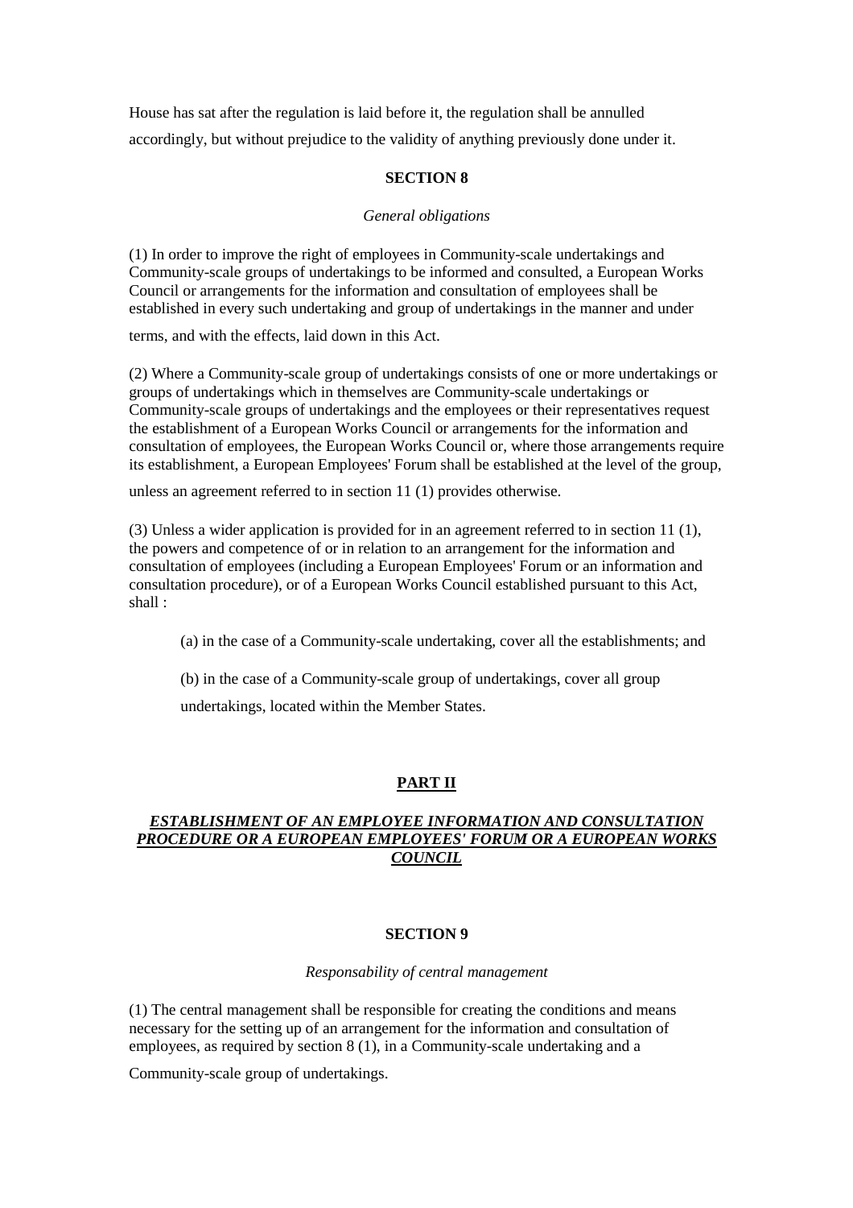House has sat after the regulation is laid before it, the regulation shall be annulled accordingly, but without prejudice to the validity of anything previously done under it.

### SECTION 8

*General obligations*

(1) In order to improve the right of employees in Community-scale undertakings and Community-scale groups of undertakings to be informed and consulted, a European Works Council or arrangements for the information and consultation of employees shall be established in every such undertaking and group of undertakings in the manner and under terms, and with the effects, laid down in this Act.

(2) Where a Community-scale group of undertakings consists of one or more undertakings or groups of undertakings which in themselves are Community-scale undertakings or Community-scale groups of undertakings and the employees or their representatives request the establishment of a European Works Council or arrangements for the information and consultation of employees, the European Works Council or, where those arrangements require its establishment, a European Employees' Forum shall be established at the level of the group, unless an agreement referred to in section 11 (1) provides otherwise.

(3) Unless a wider application is provided for in an agreement referred to in section 11 (1), the powers and competence of or in relation to an arrangement for the information and consultation of employees (including a European Employees' Forum or an information and consultation procedure), or of a European Works Council established pursuant to this Act, shall :

(a) in the case of a Community-scale undertaking, cover all the establishments; and

(b) in the case of a Community-scale group of undertakings, cover all group undertakings, located within the Member States.

## PART II

## *ESTABLISHMENT OF AN EMPLOYEE INFORMATION AND CONSULTATION PROCEDURE OR A EUROPEAN EMPLOYEES' FORUM OR A EUROPEAN WORKS COUNCIL*

### SECTION 9

*Responsability of central management*

(1) The central management shall be responsible for creating the conditions and means necessary for the setting up of an arrangement for the information and consultation of employees, as required by section 8 (1), in a Community-scale undertaking and a Community-scale group of undertakings.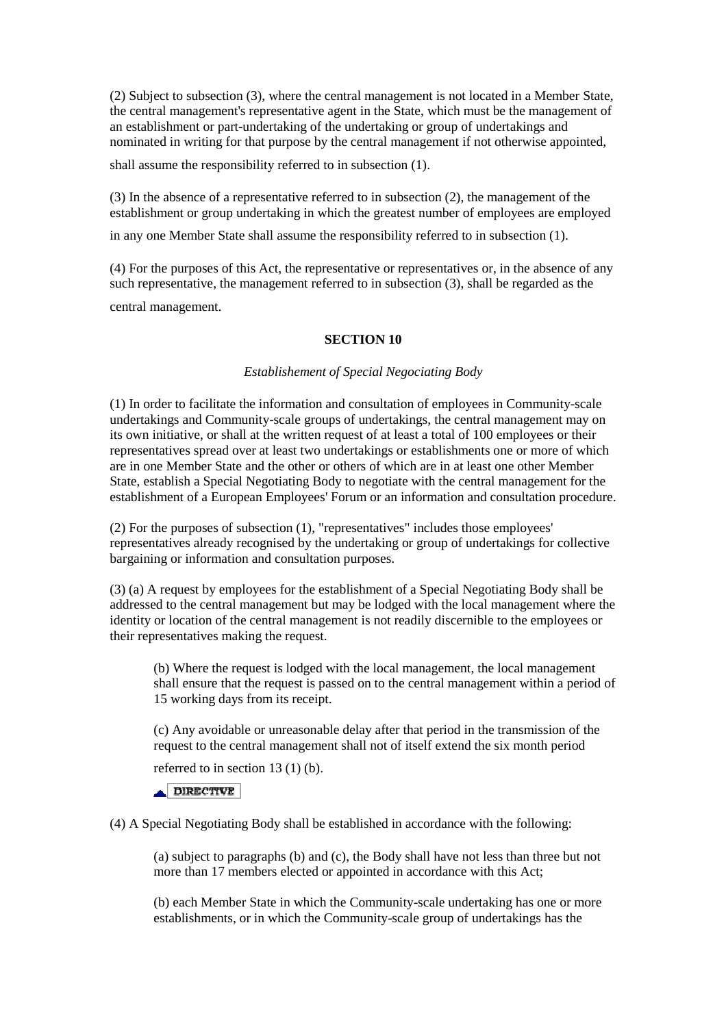(2) Subject to subsection (3), where the central management is not located in a Member State, the central management's representative agent in the State, which must be the management of an establishment or part-undertaking of the undertaking or group of undertakings and nominated in writing for that purpose by the central management if not otherwise appointed, shall assume the responsibility referred to in subsection (1).

(3) In the absence of a representative referred to in subsection (2), the management of the establishment or group undertaking in which the greatest number of employees are employed in any one Member State shall assume the responsibility referred to in subsection (1).

(4) For the purposes of this Act, the representative or representatives or, in the absence of any such representative, the management referred to in subsection (3), shall be regarded as the central management.

**SECTION 10**

*Establishement of Special Negociating Body*

(1) In order to facilitate the information and consultation of employees in Community-scale undertakings and Community-scale groups of undertakings, the central management may on its own initiative, or shall at the written request of at least a total of 100 employees or their representatives spread over at least two undertakings or establishments one or more of which are in one Member State and the other or others of which are in at least one other Member State, establish a Special Negotiating Body to negotiate with the central management for the establishment of a European Employees' Forum or an information and consultation procedure.

(2) For the purposes of subsection (1), "representatives" includes those employees' representatives already recognised by the undertaking or group of undertakings for collective bargaining or information and consultation purposes.

(3) (a) A request by employees for the establishment of a Special Negotiating Body shall be addressed to the central management but may be lodged with the local management where the identity or location of the central management is not readily discernible to the employees or their representatives making the request.

> (b) Where the request is lodged with the local management, the local management shall ensure that the request is passed on to the central management within a period of 15 working days from its receipt.
>
> (c) Any avoidable or unreasonable delay after that period in the transmission of the request to the central management shall not of itself extend the six month period referred to in section 13 (1) (b).

DIRECTIVE

(4) A Special Negotiating Body shall be established in accordance with the following:

> (a) subject to paragraphs (b) and (c), the Body shall have not less than three but not more than 17 members elected or appointed in accordance with this Act;
>
> (b) each Member State in which the Community-scale undertaking has one or more establishments, or in which the Community-scale group of undertakings has the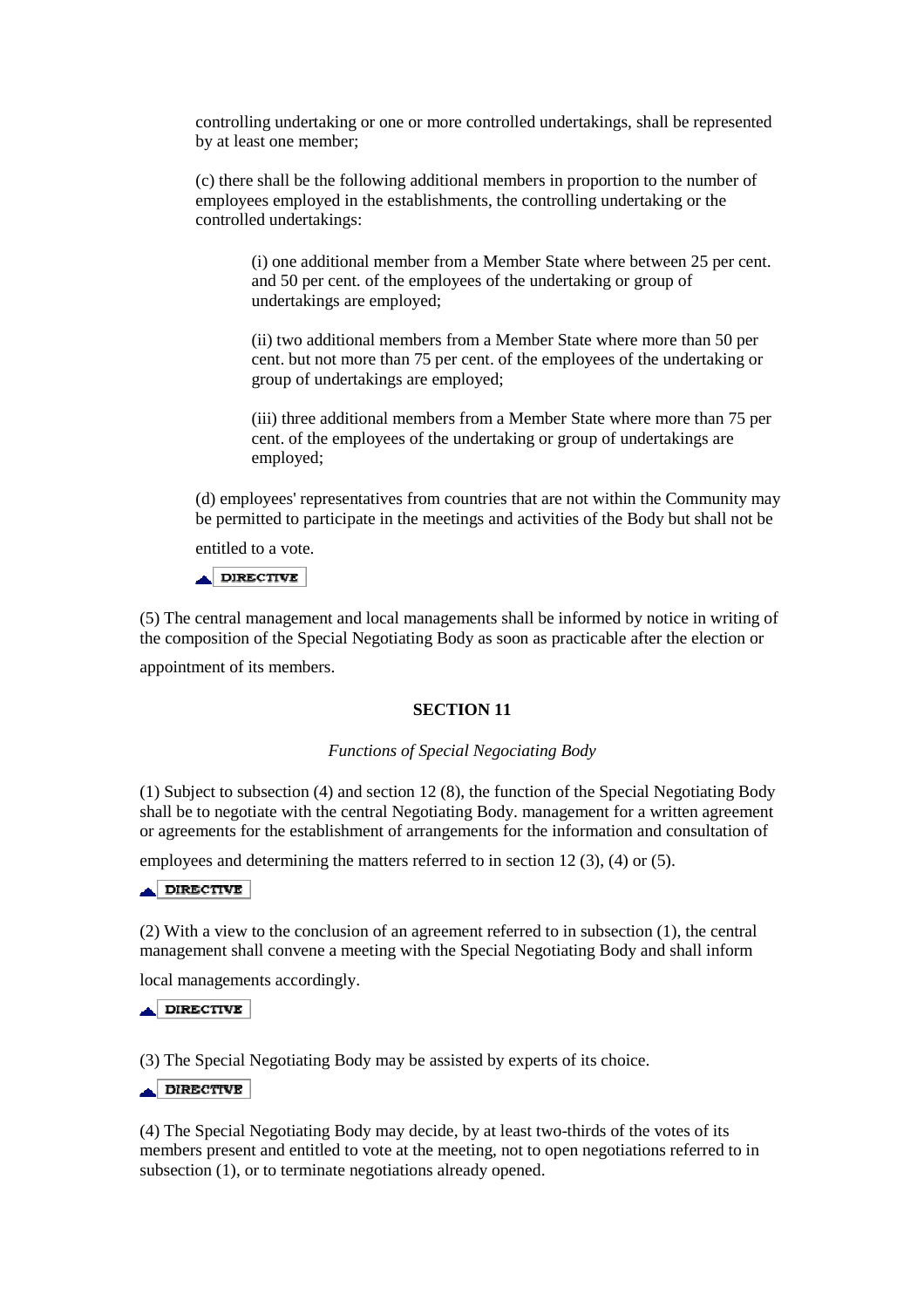controlling undertaking or one or more controlled undertakings, shall be represented by at least one member;

(c) there shall be the following additional members in proportion to the number of employees employed in the establishments, the controlling undertaking or the controlled undertakings:

(i) one additional member from a Member State where between 25 per cent. and 50 per cent. of the employees of the undertaking or group of undertakings are employed;

(ii) two additional members from a Member State where more than 50 per cent. but not more than 75 per cent. of the employees of the undertaking or group of undertakings are employed;

(iii) three additional members from a Member State where more than 75 per cent. of the employees of the undertaking or group of undertakings are employed;

(d) employees' representatives from countries that are not within the Community may be permitted to participate in the meetings and activities of the Body but shall not be entitled to a vote.

DIRECTIVE

(5) The central management and local managements shall be informed by notice in writing of the composition of the Special Negotiating Body as soon as practicable after the election or appointment of its members.

### SECTION 11

*Functions of Special Negociating Body*

(1) Subject to subsection (4) and section 12 (8), the function of the Special Negotiating Body shall be to negotiate with the central Negotiating Body. management for a written agreement or agreements for the establishment of arrangements for the information and consultation of employees and determining the matters referred to in section 12 (3), (4) or (5).

DIRECTIVE

(2) With a view to the conclusion of an agreement referred to in subsection (1), the central management shall convene a meeting with the Special Negotiating Body and shall inform local managements accordingly.

DIRECTIVE

(3) The Special Negotiating Body may be assisted by experts of its choice.

DIRECTIVE

(4) The Special Negotiating Body may decide, by at least two-thirds of the votes of its members present and entitled to vote at the meeting, not to open negotiations referred to in subsection (1), or to terminate negotiations already opened.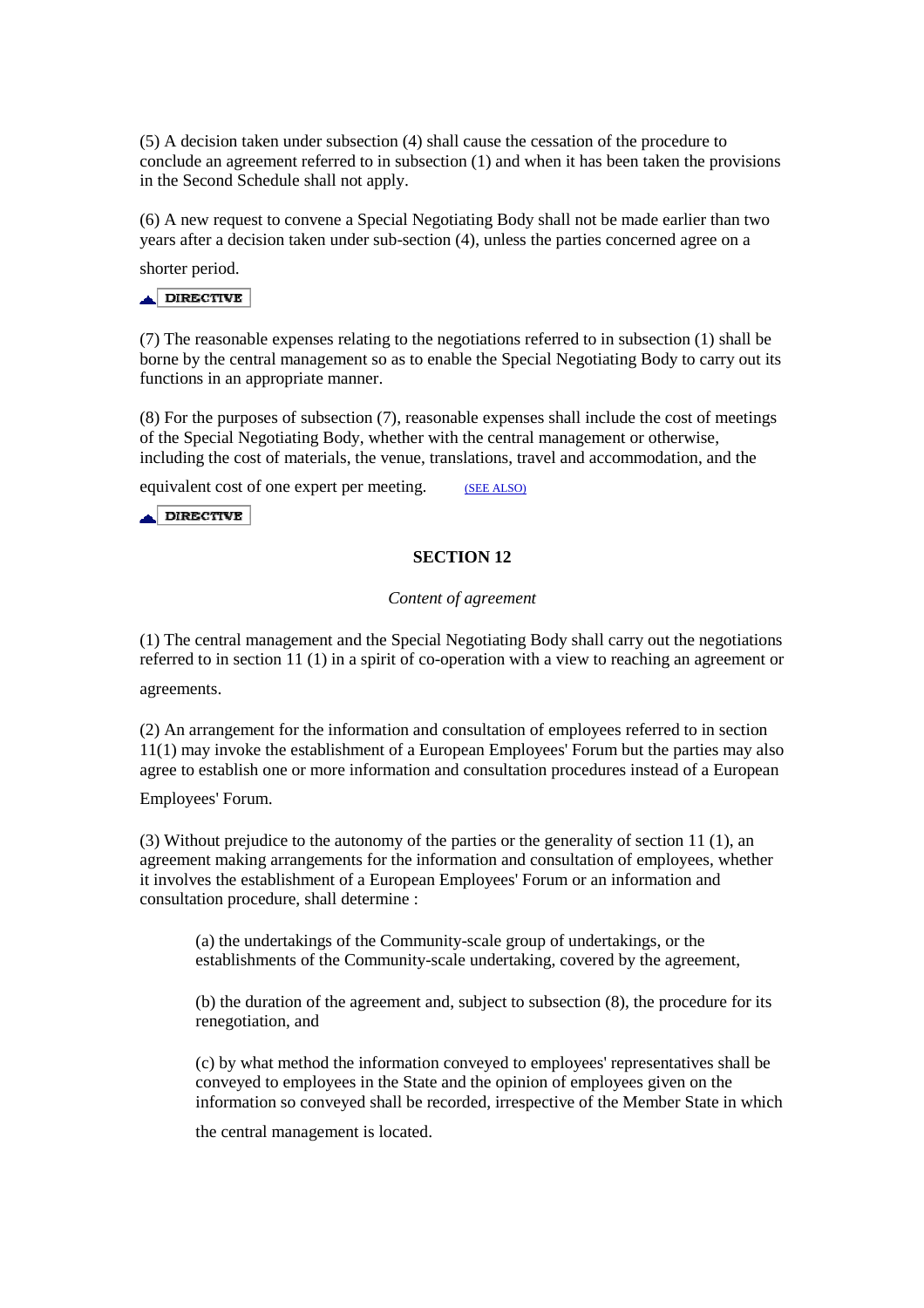(5) A decision taken under subsection (4) shall cause the cessation of the procedure to conclude an agreement referred to in subsection (1) and when it has been taken the provisions in the Second Schedule shall not apply.

(6) A new request to convene a Special Negotiating Body shall not be made earlier than two years after a decision taken under sub-section (4), unless the parties concerned agree on a shorter period.

DIRECTIVE

(7) The reasonable expenses relating to the negotiations referred to in subsection (1) shall be borne by the central management so as to enable the Special Negotiating Body to carry out its functions in an appropriate manner.

(8) For the purposes of subsection (7), reasonable expenses shall include the cost of meetings of the Special Negotiating Body, whether with the central management or otherwise, including the cost of materials, the venue, translations, travel and accommodation, and the equivalent cost of one expert per meeting. (SEE ALSO)

DIRECTIVE

## SECTION 12

*Content of agreement*

(1) The central management and the Special Negotiating Body shall carry out the negotiations referred to in section 11 (1) in a spirit of co-operation with a view to reaching an agreement or agreements.

(2) An arrangement for the information and consultation of employees referred to in section 11(1) may invoke the establishment of a European Employees' Forum but the parties may also agree to establish one or more information and consultation procedures instead of a European Employees' Forum.

(3) Without prejudice to the autonomy of the parties or the generality of section 11 (1), an agreement making arrangements for the information and consultation of employees, whether it involves the establishment of a European Employees' Forum or an information and consultation procedure, shall determine :

> (a) the undertakings of the Community-scale group of undertakings, or the establishments of the Community-scale undertaking, covered by the agreement,
>
> (b) the duration of the agreement and, subject to subsection (8), the procedure for its renegotiation, and
>
> (c) by what method the information conveyed to employees' representatives shall be conveyed to employees in the State and the opinion of employees given on the information so conveyed shall be recorded, irrespective of the Member State in which the central management is located.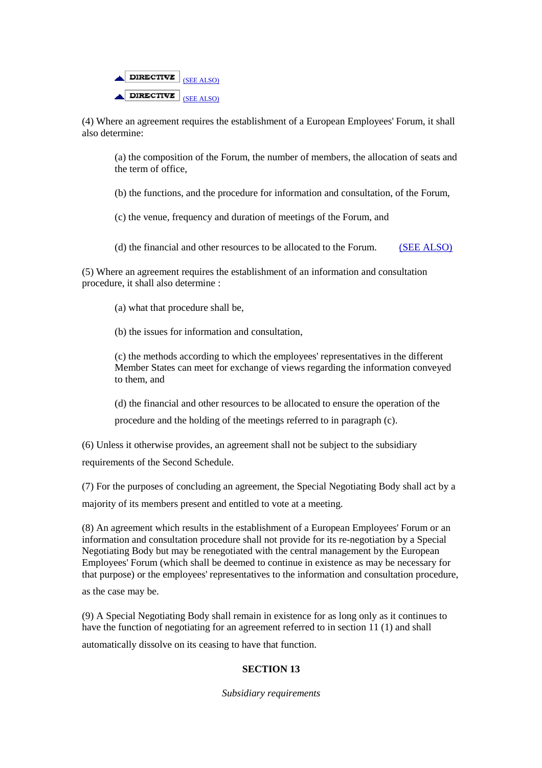DIRECTIVE (SEE ALSO)

DIRECTIVE (SEE ALSO)

(4) Where an agreement requires the establishment of a European Employees' Forum, it shall also determine:

(a) the composition of the Forum, the number of members, the allocation of seats and the term of office,

(b) the functions, and the procedure for information and consultation, of the Forum,

(c) the venue, frequency and duration of meetings of the Forum, and

(d) the financial and other resources to be allocated to the Forum. (SEE ALSO)

(5) Where an agreement requires the establishment of an information and consultation procedure, it shall also determine :

(a) what that procedure shall be,

(b) the issues for information and consultation,

(c) the methods according to which the employees' representatives in the different Member States can meet for exchange of views regarding the information conveyed to them, and

(d) the financial and other resources to be allocated to ensure the operation of the procedure and the holding of the meetings referred to in paragraph (c).

(6) Unless it otherwise provides, an agreement shall not be subject to the subsidiary requirements of the Second Schedule.

(7) For the purposes of concluding an agreement, the Special Negotiating Body shall act by a majority of its members present and entitled to vote at a meeting.

(8) An agreement which results in the establishment of a European Employees' Forum or an information and consultation procedure shall not provide for its re-negotiation by a Special Negotiating Body but may be renegotiated with the central management by the European Employees' Forum (which shall be deemed to continue in existence as may be necessary for that purpose) or the employees' representatives to the information and consultation procedure, as the case may be.

(9) A Special Negotiating Body shall remain in existence for as long only as it continues to have the function of negotiating for an agreement referred to in section 11 (1) and shall automatically dissolve on its ceasing to have that function.

## SECTION 13

*Subsidiary requirements*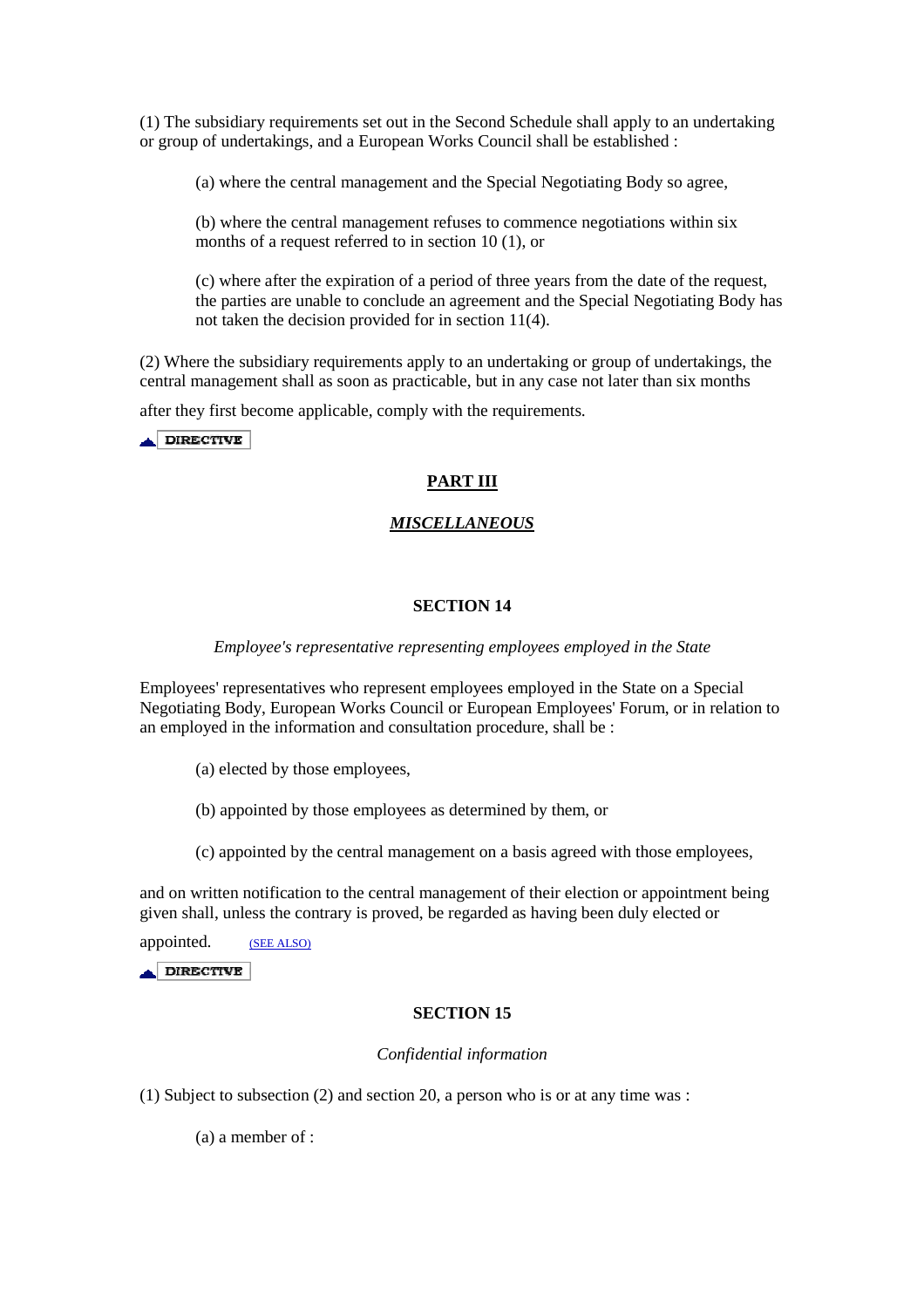(1) The subsidiary requirements set out in the Second Schedule shall apply to an undertaking or group of undertakings, and a European Works Council shall be established :

> (a) where the central management and the Special Negotiating Body so agree,
>
> (b) where the central management refuses to commence negotiations within six months of a request referred to in section 10 (1), or
>
> (c) where after the expiration of a period of three years from the date of the request, the parties are unable to conclude an agreement and the Special Negotiating Body has not taken the decision provided for in section 11(4).

(2) Where the subsidiary requirements apply to an undertaking or group of undertakings, the central management shall as soon as practicable, but in any case not later than six months after they first become applicable, comply with the requirements.

DIRECTIVE

## PART III

## *MISCELLANEOUS*

### SECTION 14

*Employee's representative representing employees employed in the State*

Employees' representatives who represent employees employed in the State on a Special Negotiating Body, European Works Council or European Employees' Forum, or in relation to an employed in the information and consultation procedure, shall be :

> (a) elected by those employees,
>
> (b) appointed by those employees as determined by them, or
>
> (c) appointed by the central management on a basis agreed with those employees,

and on written notification to the central management of their election or appointment being given shall, unless the contrary is proved, be regarded as having been duly elected or appointed. (SEE ALSO)

DIRECTIVE

### SECTION 15

*Confidential information*

(1) Subject to subsection (2) and section 20, a person who is or at any time was :

> (a) a member of :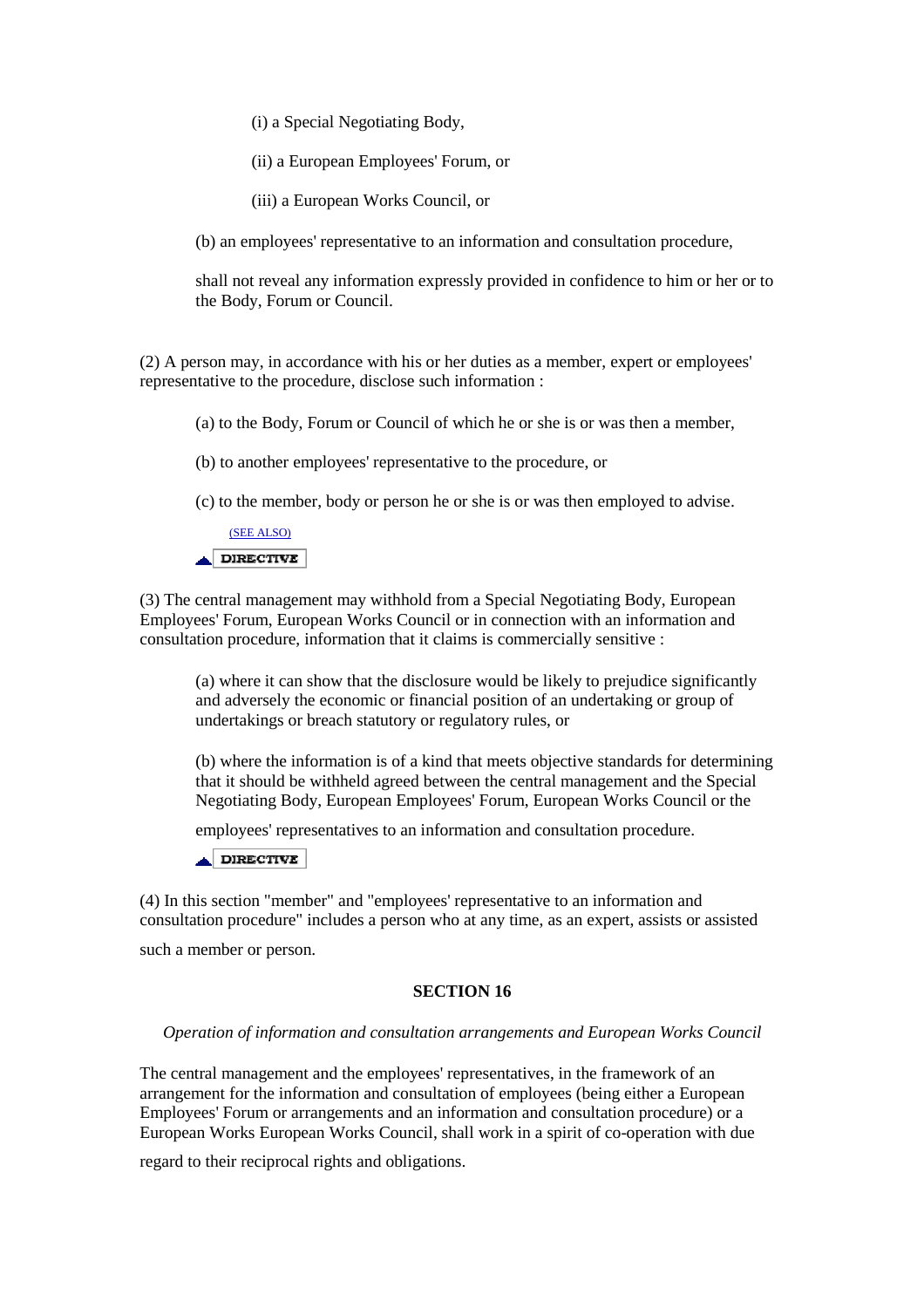(i) a Special Negotiating Body,

(ii) a European Employees' Forum, or

(iii) a European Works Council, or

(b) an employees' representative to an information and consultation procedure,

shall not reveal any information expressly provided in confidence to him or her or to the Body, Forum or Council.

(2) A person may, in accordance with his or her duties as a member, expert or employees' representative to the procedure, disclose such information :

(a) to the Body, Forum or Council of which he or she is or was then a member,

(b) to another employees' representative to the procedure, or

(c) to the member, body or person he or she is or was then employed to advise.

(SEE ALSO)

DIRECTIVE

(3) The central management may withhold from a Special Negotiating Body, European Employees' Forum, European Works Council or in connection with an information and consultation procedure, information that it claims is commercially sensitive :

(a) where it can show that the disclosure would be likely to prejudice significantly and adversely the economic or financial position of an undertaking or group of undertakings or breach statutory or regulatory rules, or

(b) where the information is of a kind that meets objective standards for determining that it should be withheld agreed between the central management and the Special Negotiating Body, European Employees' Forum, European Works Council or the employees' representatives to an information and consultation procedure.

DIRECTIVE

(4) In this section "member" and "employees' representative to an information and consultation procedure" includes a person who at any time, as an expert, assists or assisted such a member or person.

## SECTION 16

*Operation of information and consultation arrangements and European Works Council*

The central management and the employees' representatives, in the framework of an arrangement for the information and consultation of employees (being either a European Employees' Forum or arrangements and an information and consultation procedure) or a European Works European Works Council, shall work in a spirit of co-operation with due regard to their reciprocal rights and obligations.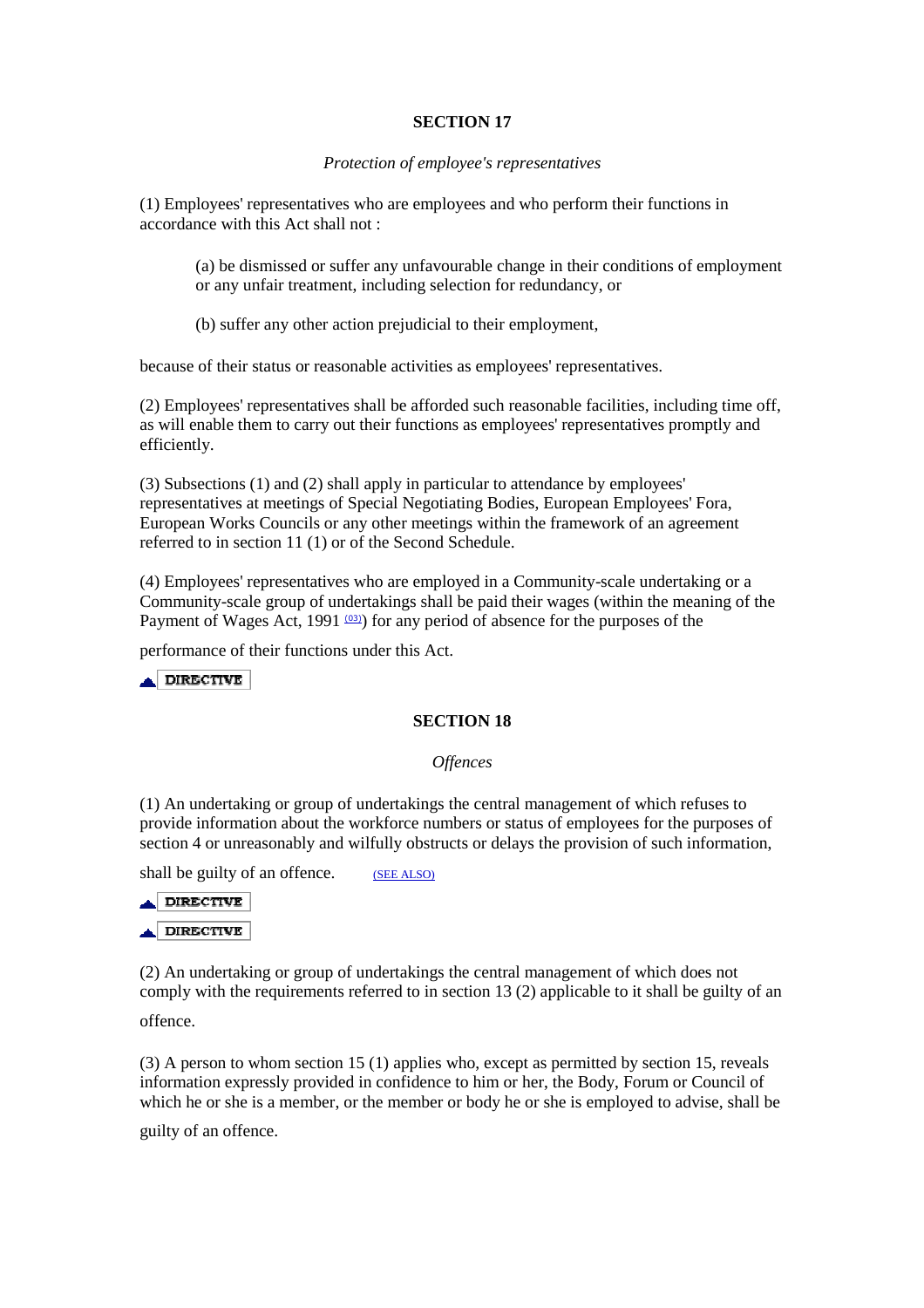## SECTION 17

*Protection of employee's representatives*

(1) Employees' representatives who are employees and who perform their functions in accordance with this Act shall not :

(a) be dismissed or suffer any unfavourable change in their conditions of employment or any unfair treatment, including selection for redundancy, or

(b) suffer any other action prejudicial to their employment,

because of their status or reasonable activities as employees' representatives.

(2) Employees' representatives shall be afforded such reasonable facilities, including time off, as will enable them to carry out their functions as employees' representatives promptly and efficiently.

(3) Subsections (1) and (2) shall apply in particular to attendance by employees' representatives at meetings of Special Negotiating Bodies, European Employees' Fora, European Works Councils or any other meetings within the framework of an agreement referred to in section 11 (1) or of the Second Schedule.

(4) Employees' representatives who are employed in a Community-scale undertaking or a Community-scale group of undertakings shall be paid their wages (within the meaning of the Payment of Wages Act, 1991 [(03)]) for any period of absence for the purposes of the performance of their functions under this Act.

DIRECTIVE

## SECTION 18

*Offences*

(1) An undertaking or group of undertakings the central management of which refuses to provide information about the workforce numbers or status of employees for the purposes of section 4 or unreasonably and wilfully obstructs or delays the provision of such information, shall be guilty of an offence. (SEE ALSO)

DIRECTIVE

DIRECTIVE

(2) An undertaking or group of undertakings the central management of which does not comply with the requirements referred to in section 13 (2) applicable to it shall be guilty of an offence.

(3) A person to whom section 15 (1) applies who, except as permitted by section 15, reveals information expressly provided in confidence to him or her, the Body, Forum or Council of which he or she is a member, or the member or body he or she is employed to advise, shall be guilty of an offence.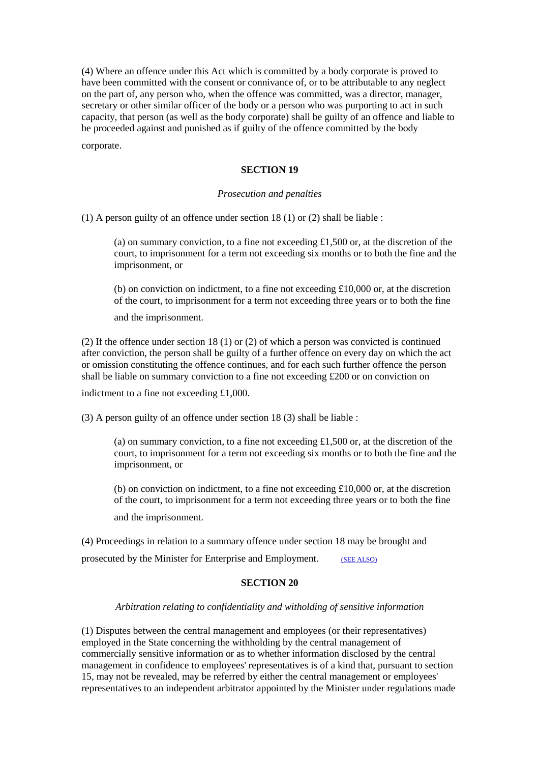(4) Where an offence under this Act which is committed by a body corporate is proved to have been committed with the consent or connivance of, or to be attributable to any neglect on the part of, any person who, when the offence was committed, was a director, manager, secretary or other similar officer of the body or a person who was purporting to act in such capacity, that person (as well as the body corporate) shall be guilty of an offence and liable to be proceeded against and punished as if guilty of the offence committed by the body corporate.

**SECTION 19**

*Prosecution and penalties*

(1) A person guilty of an offence under section 18 (1) or (2) shall be liable :

> (a) on summary conviction, to a fine not exceeding £1,500 or, at the discretion of the court, to imprisonment for a term not exceeding six months or to both the fine and the imprisonment, or
>
> (b) on conviction on indictment, to a fine not exceeding £10,000 or, at the discretion of the court, to imprisonment for a term not exceeding three years or to both the fine and the imprisonment.

(2) If the offence under section 18 (1) or (2) of which a person was convicted is continued after conviction, the person shall be guilty of a further offence on every day on which the act or omission constituting the offence continues, and for each such further offence the person shall be liable on summary conviction to a fine not exceeding £200 or on conviction on indictment to a fine not exceeding £1,000.

(3) A person guilty of an offence under section 18 (3) shall be liable :

> (a) on summary conviction, to a fine not exceeding £1,500 or, at the discretion of the court, to imprisonment for a term not exceeding six months or to both the fine and the imprisonment, or
>
> (b) on conviction on indictment, to a fine not exceeding £10,000 or, at the discretion of the court, to imprisonment for a term not exceeding three years or to both the fine and the imprisonment.

(4) Proceedings in relation to a summary offence under section 18 may be brought and prosecuted by the Minister for Enterprise and Employment. (SEE ALSO)

**SECTION 20**

*Arbitration relating to confidentiality and witholding of sensitive information*

(1) Disputes between the central management and employees (or their representatives) employed in the State concerning the withholding by the central management of commercially sensitive information or as to whether information disclosed by the central management in confidence to employees' representatives is of a kind that, pursuant to section 15, may not be revealed, may be referred by either the central management or employees' representatives to an independent arbitrator appointed by the Minister under regulations made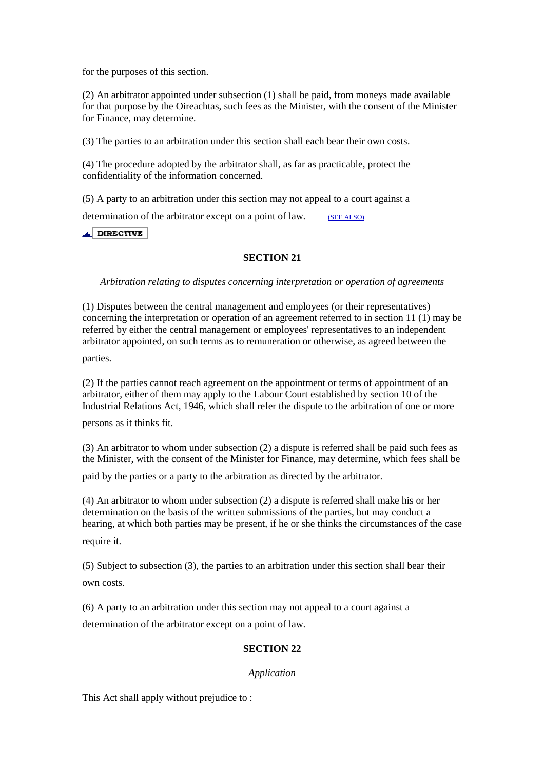for the purposes of this section.

(2) An arbitrator appointed under subsection (1) shall be paid, from moneys made available for that purpose by the Oireachtas, such fees as the Minister, with the consent of the Minister for Finance, may determine.

(3) The parties to an arbitration under this section shall each bear their own costs.

(4) The procedure adopted by the arbitrator shall, as far as practicable, protect the confidentiality of the information concerned.

(5) A party to an arbitration under this section may not appeal to a court against a determination of the arbitrator except on a point of law. (SEE ALSO)

DIRECTIVE

**SECTION 21**

*Arbitration relating to disputes concerning interpretation or operation of agreements*

(1) Disputes between the central management and employees (or their representatives) concerning the interpretation or operation of an agreement referred to in section 11 (1) may be referred by either the central management or employees' representatives to an independent arbitrator appointed, on such terms as to remuneration or otherwise, as agreed between the parties.

(2) If the parties cannot reach agreement on the appointment or terms of appointment of an arbitrator, either of them may apply to the Labour Court established by section 10 of the Industrial Relations Act, 1946, which shall refer the dispute to the arbitration of one or more persons as it thinks fit.

(3) An arbitrator to whom under subsection (2) a dispute is referred shall be paid such fees as the Minister, with the consent of the Minister for Finance, may determine, which fees shall be paid by the parties or a party to the arbitration as directed by the arbitrator.

(4) An arbitrator to whom under subsection (2) a dispute is referred shall make his or her determination on the basis of the written submissions of the parties, but may conduct a hearing, at which both parties may be present, if he or she thinks the circumstances of the case require it.

(5) Subject to subsection (3), the parties to an arbitration under this section shall bear their own costs.

(6) A party to an arbitration under this section may not appeal to a court against a determination of the arbitrator except on a point of law.

**SECTION 22**

*Application*

This Act shall apply without prejudice to :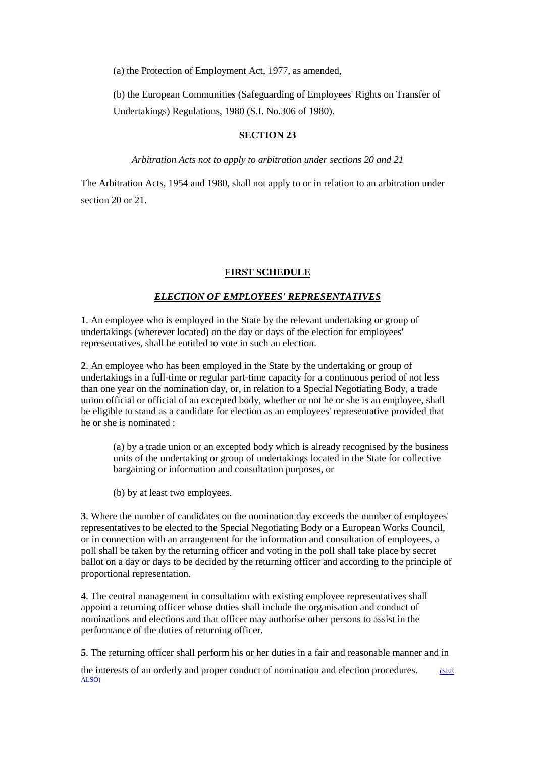(a) the Protection of Employment Act, 1977, as amended,

(b) the European Communities (Safeguarding of Employees' Rights on Transfer of Undertakings) Regulations, 1980 (S.I. No.306 of 1980).

**SECTION 23**

*Arbitration Acts not to apply to arbitration under sections 20 and 21*

The Arbitration Acts, 1954 and 1980, shall not apply to or in relation to an arbitration under section 20 or 21.

## FIRST SCHEDULE

### *ELECTION OF EMPLOYEES' REPRESENTATIVES*

**1**. An employee who is employed in the State by the relevant undertaking or group of undertakings (wherever located) on the day or days of the election for employees' representatives, shall be entitled to vote in such an election.

**2**. An employee who has been employed in the State by the undertaking or group of undertakings in a full-time or regular part-time capacity for a continuous period of not less than one year on the nomination day, or, in relation to a Special Negotiating Body, a trade union official or official of an excepted body, whether or not he or she is an employee, shall be eligible to stand as a candidate for election as an employees' representative provided that he or she is nominated :

(a) by a trade union or an excepted body which is already recognised by the business units of the undertaking or group of undertakings located in the State for collective bargaining or information and consultation purposes, or

(b) by at least two employees.

**3**. Where the number of candidates on the nomination day exceeds the number of employees' representatives to be elected to the Special Negotiating Body or a European Works Council, or in connection with an arrangement for the information and consultation of employees, a poll shall be taken by the returning officer and voting in the poll shall take place by secret ballot on a day or days to be decided by the returning officer and according to the principle of proportional representation.

**4**. The central management in consultation with existing employee representatives shall appoint a returning officer whose duties shall include the organisation and conduct of nominations and elections and that officer may authorise other persons to assist in the performance of the duties of returning officer.

**5**. The returning officer shall perform his or her duties in a fair and reasonable manner and in the interests of an orderly and proper conduct of nomination and election procedures. (SEE ALSO)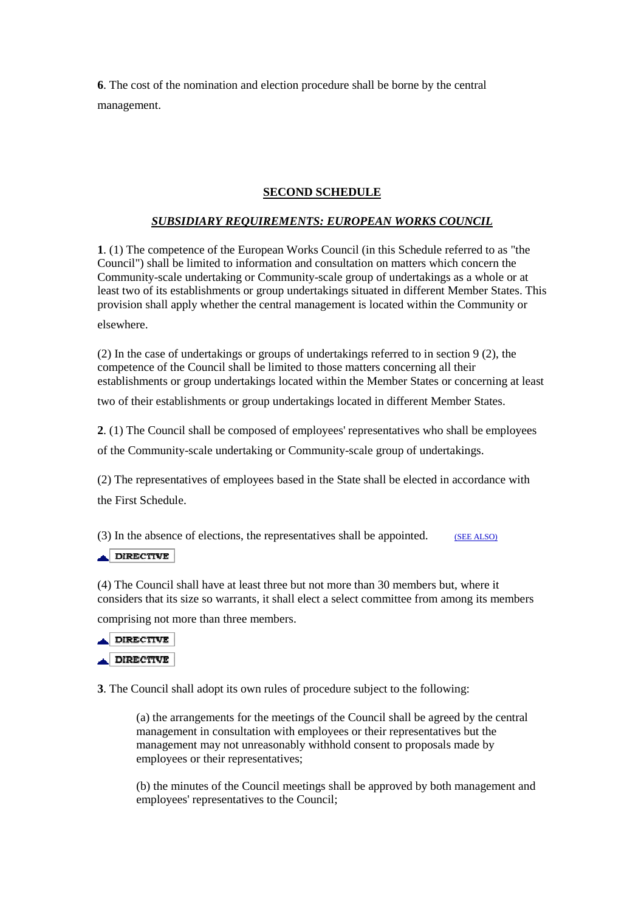**6**. The cost of the nomination and election procedure shall be borne by the central management.

## SECOND SCHEDULE

### *SUBSIDIARY REQUIREMENTS: EUROPEAN WORKS COUNCIL*

**1**. (1) The competence of the European Works Council (in this Schedule referred to as "the Council") shall be limited to information and consultation on matters which concern the Community-scale undertaking or Community-scale group of undertakings as a whole or at least two of its establishments or group undertakings situated in different Member States. This provision shall apply whether the central management is located within the Community or elsewhere.

(2) In the case of undertakings or groups of undertakings referred to in section 9 (2), the competence of the Council shall be limited to those matters concerning all their establishments or group undertakings located within the Member States or concerning at least two of their establishments or group undertakings located in different Member States.

**2**. (1) The Council shall be composed of employees' representatives who shall be employees of the Community-scale undertaking or Community-scale group of undertakings.

(2) The representatives of employees based in the State shall be elected in accordance with the First Schedule.

(3) In the absence of elections, the representatives shall be appointed. (SEE ALSO)

DIRECTIVE

(4) The Council shall have at least three but not more than 30 members but, where it considers that its size so warrants, it shall elect a select committee from among its members comprising not more than three members.

DIRECTIVE

DIRECTIVE

**3**. The Council shall adopt its own rules of procedure subject to the following:

(a) the arrangements for the meetings of the Council shall be agreed by the central management in consultation with employees or their representatives but the management may not unreasonably withhold consent to proposals made by employees or their representatives;

(b) the minutes of the Council meetings shall be approved by both management and employees' representatives to the Council;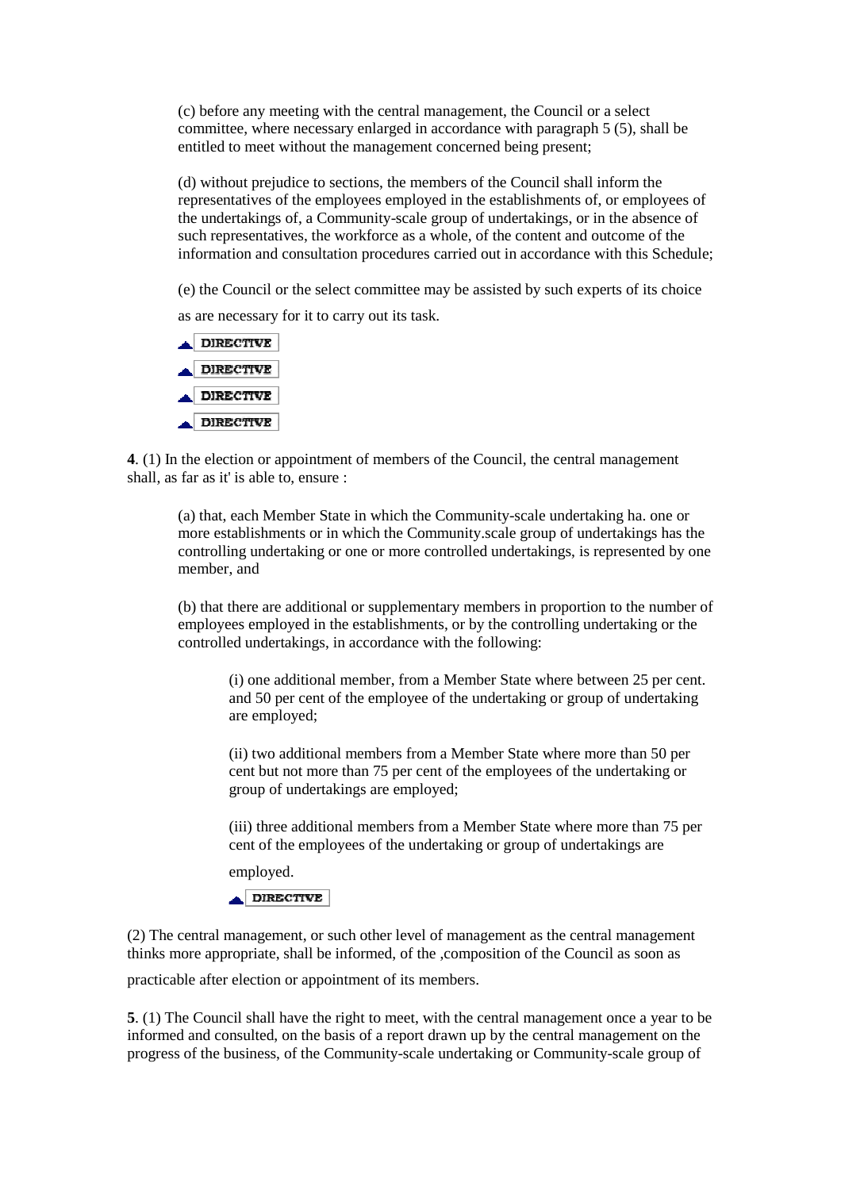(c) before any meeting with the central management, the Council or a select committee, where necessary enlarged in accordance with paragraph 5 (5), shall be entitled to meet without the management concerned being present;

(d) without prejudice to sections, the members of the Council shall inform the representatives of the employees employed in the establishments of, or employees of the undertakings of, a Community-scale group of undertakings, or in the absence of such representatives, the workforce as a whole, of the content and outcome of the information and consultation procedures carried out in accordance with this Schedule;

(e) the Council or the select committee may be assisted by such experts of its choice as are necessary for it to carry out its task.

DIRECTIVE

DIRECTIVE

DIRECTIVE

DIRECTIVE

**4**. (1) In the election or appointment of members of the Council, the central management shall, as far as it' is able to, ensure :

(a) that, each Member State in which the Community-scale undertaking ha. one or more establishments or in which the Community.scale group of undertakings has the controlling undertaking or one or more controlled undertakings, is represented by one member, and

(b) that there are additional or supplementary members in proportion to the number of employees employed in the establishments, or by the controlling undertaking or the controlled undertakings, in accordance with the following:

(i) one additional member, from a Member State where between 25 per cent. and 50 per cent of the employee of the undertaking or group of undertaking are employed;

(ii) two additional members from a Member State where more than 50 per cent but not more than 75 per cent of the employees of the undertaking or group of undertakings are employed;

(iii) three additional members from a Member State where more than 75 per cent of the employees of the undertaking or group of undertakings are employed.

DIRECTIVE

(2) The central management, or such other level of management as the central management thinks more appropriate, shall be informed, of the ,composition of the Council as soon as practicable after election or appointment of its members.

**5**. (1) The Council shall have the right to meet, with the central management once a year to be informed and consulted, on the basis of a report drawn up by the central management on the progress of the business, of the Community-scale undertaking or Community-scale group of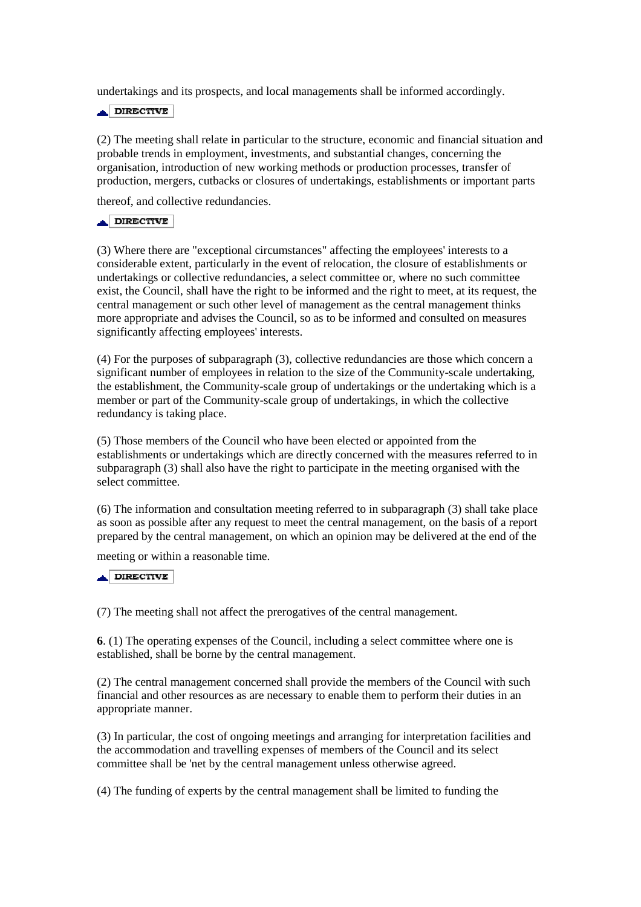undertakings and its prospects, and local managements shall be informed accordingly.

DIRECTIVE

(2) The meeting shall relate in particular to the structure, economic and financial situation and probable trends in employment, investments, and substantial changes, concerning the organisation, introduction of new working methods or production processes, transfer of production, mergers, cutbacks or closures of undertakings, establishments or important parts thereof, and collective redundancies.

DIRECTIVE

(3) Where there are "exceptional circumstances" affecting the employees' interests to a considerable extent, particularly in the event of relocation, the closure of establishments or undertakings or collective redundancies, a select committee or, where no such committee exist, the Council, shall have the right to be informed and the right to meet, at its request, the central management or such other level of management as the central management thinks more appropriate and advises the Council, so as to be informed and consulted on measures significantly affecting employees' interests.

(4) For the purposes of subparagraph (3), collective redundancies are those which concern a significant number of employees in relation to the size of the Community-scale undertaking, the establishment, the Community-scale group of undertakings or the undertaking which is a member or part of the Community-scale group of undertakings, in which the collective redundancy is taking place.

(5) Those members of the Council who have been elected or appointed from the establishments or undertakings which are directly concerned with the measures referred to in subparagraph (3) shall also have the right to participate in the meeting organised with the select committee.

(6) The information and consultation meeting referred to in subparagraph (3) shall take place as soon as possible after any request to meet the central management, on the basis of a report prepared by the central management, on which an opinion may be delivered at the end of the meeting or within a reasonable time.

DIRECTIVE

(7) The meeting shall not affect the prerogatives of the central management.

**6**. (1) The operating expenses of the Council, including a select committee where one is established, shall be borne by the central management.

(2) The central management concerned shall provide the members of the Council with such financial and other resources as are necessary to enable them to perform their duties in an appropriate manner.

(3) In particular, the cost of ongoing meetings and arranging for interpretation facilities and the accommodation and travelling expenses of members of the Council and its select committee shall be 'net by the central management unless otherwise agreed.

(4) The funding of experts by the central management shall be limited to funding the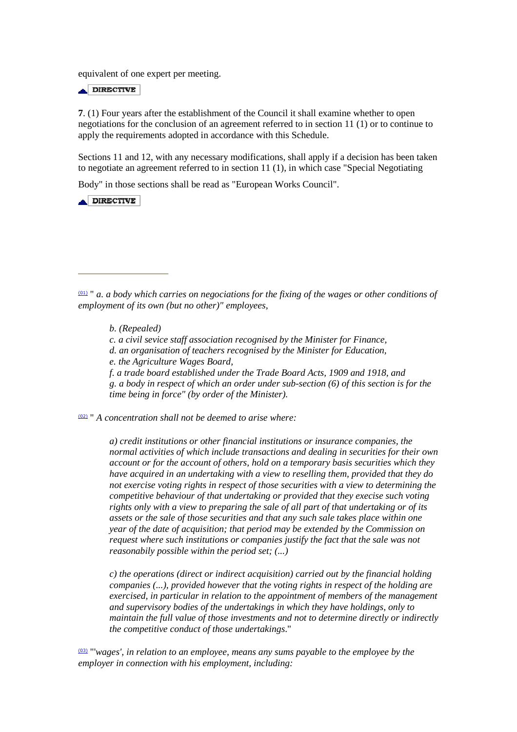equivalent of one expert per meeting.

DIRECTIVE

**7**. (1) Four years after the establishment of the Council it shall examine whether to open negotiations for the conclusion of an agreement referred to in section 11 (1) or to continue to apply the requirements adopted in accordance with this Schedule.

Sections 11 and 12, with any necessary modifications, shall apply if a decision has been taken to negotiate an agreement referred to in section 11 (1), in which case "Special Negotiating Body" in those sections shall be read as "European Works Council".

DIRECTIVE

---

[01] " *a. a body which carries on negociations for the fixing of the wages or other conditions of employment of its own (but no other)" employees,*

> *b. (Repealed)*
> *c. a civil sevice staff association recognised by the Minister for Finance,*
> *d. an organisation of teachers recognised by the Minister for Education,*
> *e. the Agriculture Wages Board,*
> *f. a trade board established under the Trade Board Acts, 1909 and 1918, and*
> *g. a body in respect of which an order under sub-section (6) of this section is for the time being in force" (by order of the Minister).*

[02] " *A concentration shall not be deemed to arise where:*

> *a) credit institutions or other financial institutions or insurance companies, the normal activities of which include transactions and dealing in securities for their own account or for the account of others, hold on a temporary basis securities which they have acquired in an undertaking with a view to reselling them, provided that they do not exercise voting rights in respect of those securities with a view to determining the competitive behaviour of that undertaking or provided that they exercise such voting rights only with a view to preparing the sale of all part of that undertaking or of its assets or the sale of those securities and that any such sale takes place within one year of the date of acquisition; that period may be extended by the Commission on request where such institutions or companies justify the fact that the sale was not reasonabily possible within the period set; (...)*
>
> *c) the operations (direct or indirect acquisition) carried out by the financial holding companies (...), provided however that the voting rights in respect of the holding are exercised, in particular in relation to the appointment of members of the management and supervisory bodies of the undertakings in which they have holdings, only to maintain the full value of those investments and not to determine directly or indirectly the competitive conduct of those undertakings*."

[03] "'*wages', in relation to an employee, means any sums payable to the employee by the employer in connection with his employment, including:*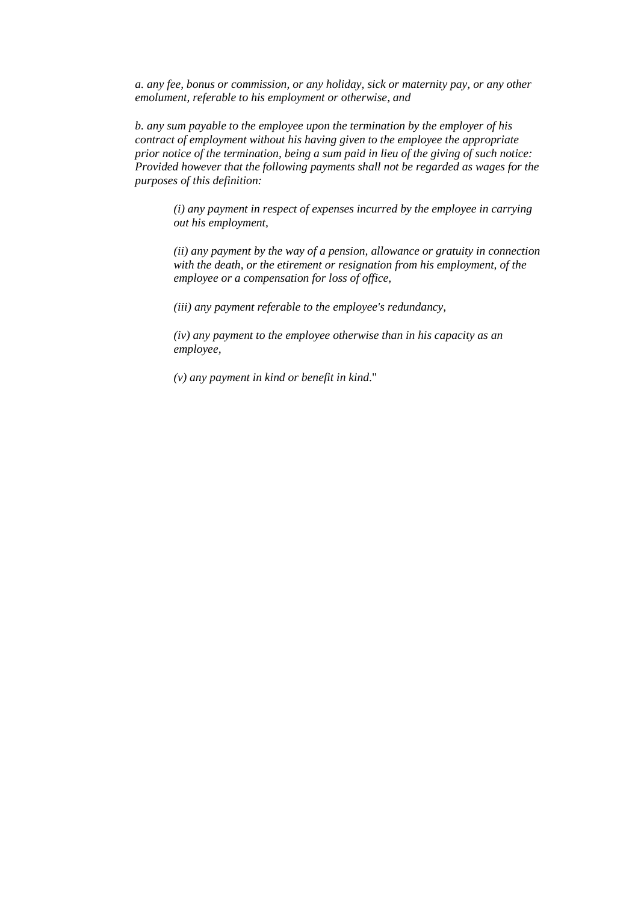*a. any fee, bonus or commission, or any holiday, sick or maternity pay, or any other emolument, referable to his employment or otherwise, and*

*b. any sum payable to the employee upon the termination by the employer of his contract of employment without his having given to the employee the appropriate prior notice of the termination, being a sum paid in lieu of the giving of such notice: Provided however that the following payments shall not be regarded as wages for the purposes of this definition:*

> *(i) any payment in respect of expenses incurred by the employee in carrying out his employment,*
>
> *(ii) any payment by the way of a pension, allowance or gratuity in connection with the death, or the etirement or resignation from his employment, of the employee or a compensation for loss of office,*
>
> *(iii) any payment referable to the employee's redundancy,*
>
> *(iv) any payment to the employee otherwise than in his capacity as an employee,*
>
> *(v) any payment in kind or benefit in kind*."